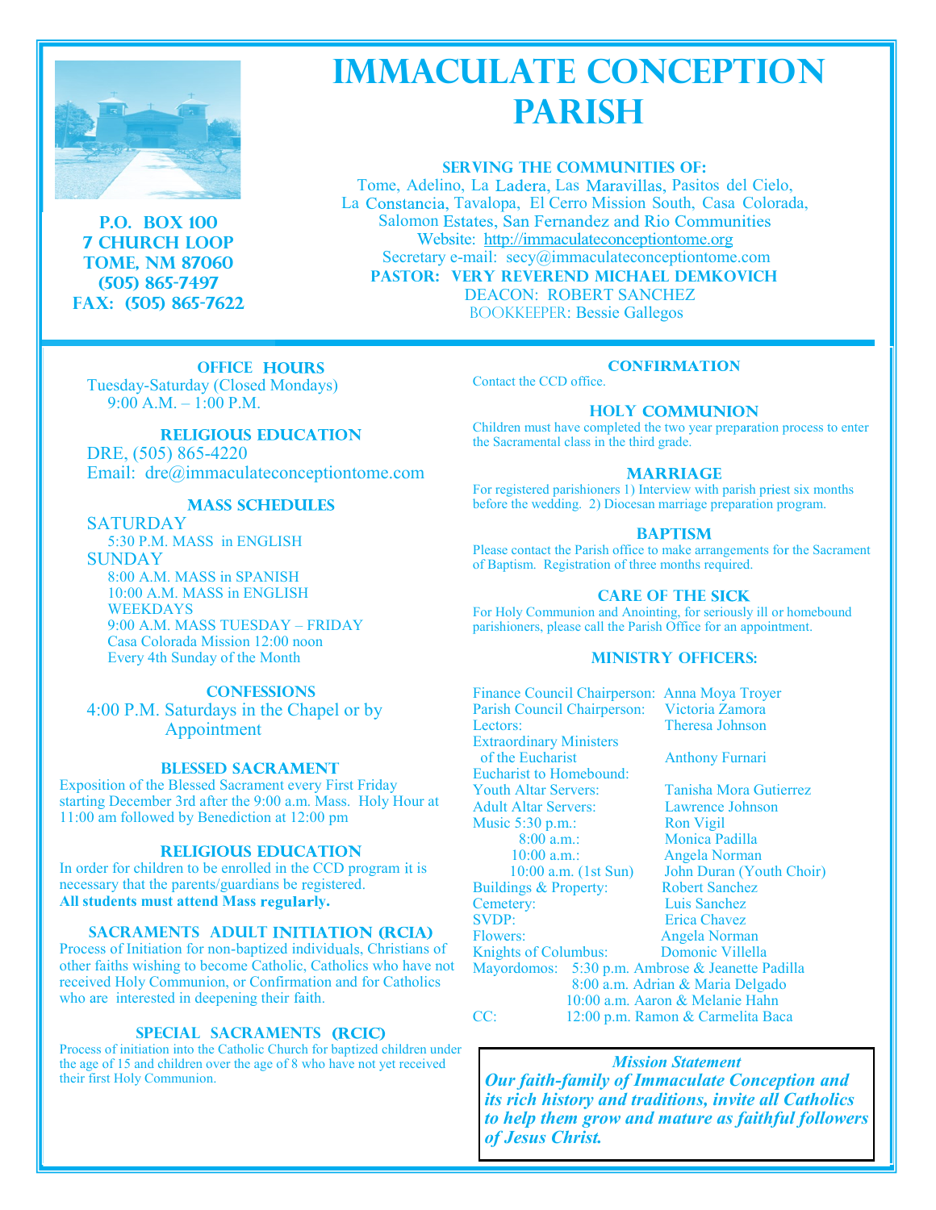# IMMACULATE CONCEPTION PARISH

P.O. BOX 100
7 CHURCH LOOP
TOME, NM 87060
(505) 865-7497
FAX: (505) 865-7622

**SERVING THE COMMUNITIES OF:**
Tome, Adelino, La Ladera, Las Maravillas, Pasitos del Cielo, La Constancia, Tavalopa, El Cerro Mission South, Casa Colorada, Salomon Estates, San Fernandez and Rio Communities
Website: http://immaculateconceptiontome.org
Secretary e-mail: secy@immaculateconceptiontome.com
**PASTOR: VERY REVEREND MICHAEL DEMKOVICH**
DEACON: ROBERT SANCHEZ
BOOKKEEPER: Bessie Gallegos

### OFFICE HOURS

Tuesday-Saturday (Closed Mondays)
9:00 A.M. – 1:00 P.M.

### RELIGIOUS EDUCATION

DRE, (505) 865-4220
Email: dre@immaculateconceptiontome.com

### MASS SCHEDULES

SATURDAY
5:30 P.M. MASS in ENGLISH
SUNDAY
8:00 A.M. MASS in SPANISH
10:00 A.M. MASS in ENGLISH
WEEKDAYS
9:00 A.M. MASS TUESDAY – FRIDAY
Casa Colorada Mission 12:00 noon
Every 4th Sunday of the Month

### CONFESSIONS

4:00 P.M. Saturdays in the Chapel or by Appointment

### BLESSED SACRAMENT

Exposition of the Blessed Sacrament every First Friday starting December 3rd after the 9:00 a.m. Mass. Holy Hour at 11:00 am followed by Benediction at 12:00 pm

### RELIGIOUS EDUCATION

In order for children to be enrolled in the CCD program it is necessary that the parents/guardians be registered.
**All students must attend Mass regularly.**

### SACRAMENTS ADULT INITIATION (RCIA)

Process of Initiation for non-baptized individuals, Christians of other faiths wishing to become Catholic, Catholics who have not received Holy Communion, or Confirmation and for Catholics who are interested in deepening their faith.

### SPECIAL SACRAMENTS (RCIC)

Process of initiation into the Catholic Church for baptized children under the age of 15 and children over the age of 8 who have not yet received their first Holy Communion.

### CONFIRMATION

Contact the CCD office.

### HOLY COMMUNION

Children must have completed the two year preparation process to enter the Sacramental class in the third grade.

### MARRIAGE

For registered parishioners 1) Interview with parish priest six months before the wedding. 2) Diocesan marriage preparation program.

### BAPTISM

Please contact the Parish office to make arrangements for the Sacrament of Baptism. Registration of three months required.

### CARE OF THE SICK

For Holy Communion and Anointing, for seriously ill or homebound parishioners, please call the Parish Office for an appointment.

### MINISTRY OFFICERS:

Finance Council Chairperson: Anna Moya Troyer
Parish Council Chairperson: Victoria Zamora
Lectors: Theresa Johnson
Extraordinary Ministers of the Eucharist: Anthony Furnari
Eucharist to Homebound:
Youth Altar Servers: Tanisha Mora Gutierrez
Adult Altar Servers: Lawrence Johnson
Music 5:30 p.m.: Ron Vigil
8:00 a.m.: Monica Padilla
10:00 a.m.: Angela Norman
10:00 a.m. (1st Sun): John Duran (Youth Choir)
Buildings & Property: Robert Sanchez
Cemetery: Luis Sanchez
SVDP: Erica Chavez
Flowers: Angela Norman
Knights of Columbus: Domonic Villella
Mayordomos: 5:30 p.m. Ambrose & Jeanette Padilla
8:00 a.m. Adrian & Maria Delgado
10:00 a.m. Aaron & Melanie Hahn
CC: 12:00 p.m. Ramon & Carmelita Baca

*Mission Statement*

***Our faith-family of Immaculate Conception and its rich history and traditions, invite all Catholics to help them grow and mature as faithful followers of Jesus Christ.***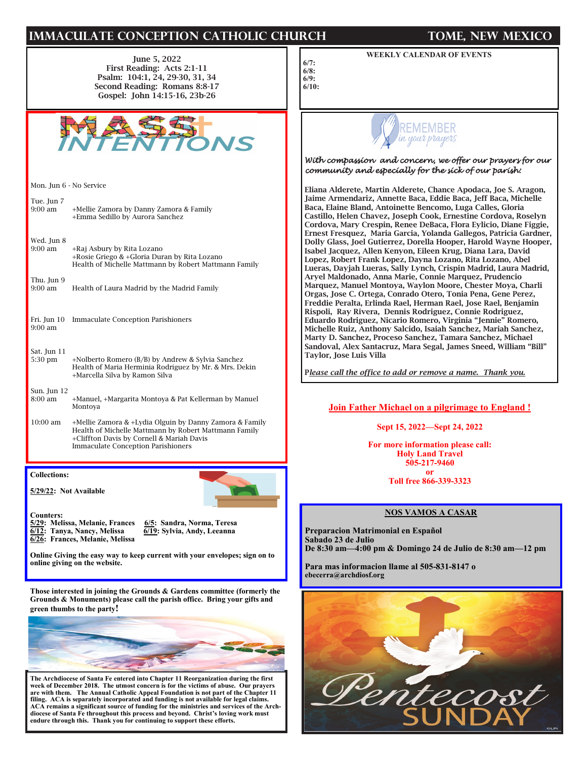# IMMACULATE CONCEPTION CATHOLIC CHURCH — TOME, NEW MEXICO

June 5, 2022
First Reading: Acts 2:1-11
Psalm: 104:1, 24, 29-30, 31, 34
Second Reading: Romans 8:8-17
Gospel: John 14:15-16, 23b-26

## MASS INTENTIONS

Mon. Jun 6 - No Service

Tue. Jun 7
9:00 am — +Mellie Zamora by Danny Zamora & Family
+Emma Sedillo by Aurora Sanchez

Wed. Jun 8
9:00 am — +Raj Asbury by Rita Lozano
+Rosie Griego & +Gloria Duran by Rita Lozano
Health of Michelle Mattmann by Robert Mattmann Family

Thu. Jun 9
9:00 am — Health of Laura Madrid by the Madrid Family

Fri. Jun 10
9:00 am — Immaculate Conception Parishioners

Sat. Jun 11
5:30 pm — +Nolberto Romero (B/B) by Andrew & Sylvia Sanchez
Health of Maria Herminia Rodriguez by Mr. & Mrs. Dekin
+Marcella Silva by Ramon Silva

Sun. Jun 12
8:00 am — +Manuel, +Margarita Montoya & Pat Kellerman by Manuel Montoya

10:00 am — +Mellie Zamora & +Lydia Olguin by Danny Zamora & Family
Health of Michelle Mattmann by Robert Mattmann Family
+Cliffton Davis by Cornell & Mariah Davis
Immaculate Conception Parishioners

**Collections:**

**5/29/22: Not Available**

**Counters:**
**5/29: Melissa, Melanie, Frances**
**6/5: Sandra, Norma, Teresa**
**6/12: Tanya, Nancy, Melissa**
**6/19: Sylvia, Andy, Leeanna**
**6/26: Frances, Melanie, Melissa**

**Online Giving the easy way to keep current with your envelopes; sign on to online giving on the website.**

**Those interested in joining the Grounds & Gardens committee (formerly the Grounds & Monuments) please call the parish office. Bring your gifts and green thumbs to the party!**

**The Archdiocese of Santa Fe entered into Chapter 11 Reorganization during the first week of December 2018. The utmost concern is for the victims of abuse. Our prayers are with them. The Annual Catholic Appeal Foundation is not part of the Chapter 11 filing. ACA is separately incorporated and funding is not available for legal claims. ACA remains a significant source of funding for the ministries and services of the Archdiocese of Santa Fe throughout this process and beyond. Christ's loving work must endure through this. Thank you for continuing to support these efforts.**

## WEEKLY CALENDAR OF EVENTS

**6/7:**
**6/8:**
**6/9:**
**6/10:**

## REMEMBER in your prayers

*With compassion and concern, we offer our prayers for our community and especially for the sick of our parish:*

**Eliana Alderete, Martin Alderete, Chance Apodaca, Joe S. Aragon, Jaime Armendariz, Annette Baca, Eddie Baca, Jeff Baca, Michelle Baca, Elaine Bland, Antoinette Bencomo, Luga Calles, Gloria Castillo, Helen Chavez, Joseph Cook, Ernestine Cordova, Roselyn Cordova, Mary Crespin, Renee DeBaca, Flora Eylicio, Diane Figgie, Ernest Fresquez, Maria Garcia, Yolanda Gallegos, Patricia Gardner, Dolly Glass, Joel Gutierrez, Dorella Hooper, Harold Wayne Hooper, Isabel Jacquez, Allen Kenyon, Eileen Krug, Diana Lara, David Lopez, Robert Frank Lopez, Dayna Lozano, Rita Lozano, Abel Lueras, Dayjah Lueras, Sally Lynch, Crispin Madrid, Laura Madrid, Aryel Maldonado, Anna Marie, Connie Marquez, Prudencio Marquez, Manuel Montoya, Waylon Moore, Chester Moya, Charli Orgas, Jose C. Ortega, Conrado Otero, Tonia Pena, Gene Perez, Freddie Peralta, Erlinda Rael, Herman Rael, Jose Rael, Benjamin Rispoli, Ray Rivera, Dennis Rodriguez, Connie Rodriguez, Eduardo Rodriguez, Nicario Romero, Virginia "Jennie" Romero, Michelle Ruiz, Anthony Salcido, Isaiah Sanchez, Mariah Sanchez, Marty D. Sanchez, Proceso Sanchez, Tamara Sanchez, Michael Sandoval, Alex Santacruz, Mara Segal, James Sneed, William "Bill" Taylor, Jose Luis Villa**

*Please call the office to add or remove a name. Thank you.*

**Join Father Michael on a pilgrimage to England !**

**Sept 15, 2022—Sept 24, 2022**

**For more information please call:**
**Holy Land Travel**
**505-217-9460**
**or**
**Toll free 866-339-3323**

## NOS VAMOS A CASAR

**Preparacion Matrimonial en Español**
**Sabado 23 de Julio**
**De 8:30 am—4:00 pm & Domingo 24 de Julio de 8:30 am—12 pm**

**Para mas informacion llame al 505-831-8147 o**
**ebecerra@archdiosf.org**

Pentecost SUNDAY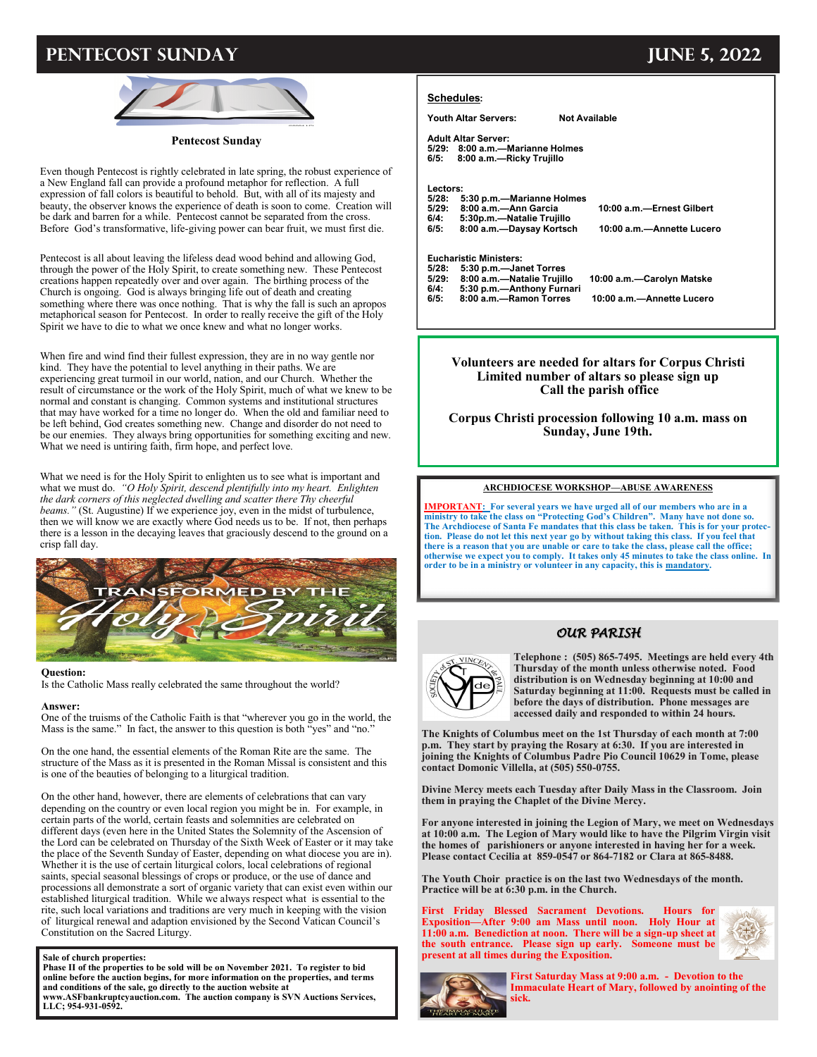# PENTECOST SUNDAY — JUNE 5, 2022

**Pentecost Sunday**

Even though Pentecost is rightly celebrated in late spring, the robust experience of a New England fall can provide a profound metaphor for reflection. A full expression of fall colors is beautiful to behold. But, with all of its majesty and beauty, the observer knows the experience of death is soon to come. Creation will be dark and barren for a while. Pentecost cannot be separated from the cross. Before God's transformative, life-giving power can bear fruit, we must first die.

Pentecost is all about leaving the lifeless dead wood behind and allowing God, through the power of the Holy Spirit, to create something new. These Pentecost creations happen repeatedly over and over again. The birthing process of the Church is ongoing. God is always bringing life out of death and creating something where there was once nothing. That is why the fall is such an apropos metaphorical season for Pentecost. In order to really receive the gift of the Holy Spirit we have to die to what we once knew and what no longer works.

When fire and wind find their fullest expression, they are in no way gentle nor kind. They have the potential to level anything in their paths. We are experiencing great turmoil in our world, nation, and our Church. Whether the result of circumstance or the work of the Holy Spirit, much of what we knew to be normal and constant is changing. Common systems and institutional structures that may have worked for a time no longer do. When the old and familiar need to be left behind, God creates something new. Change and disorder do not need to be our enemies. They always bring opportunities for something exciting and new. What we need is untiring faith, firm hope, and perfect love.

What we need is for the Holy Spirit to enlighten us to see what is important and what we must do. *"O Holy Spirit, descend plentifully into my heart. Enlighten the dark corners of this neglected dwelling and scatter there Thy cheerful beams."* (St. Augustine) If we experience joy, even in the midst of turbulence, then we will know we are exactly where God needs us to be. If not, then perhaps there is a lesson in the decaying leaves that graciously descend to the ground on a crisp fall day.

TRANSFORMED BY THE Holy Spirit

**Question:**
Is the Catholic Mass really celebrated the same throughout the world?

**Answer:**
One of the truisms of the Catholic Faith is that "wherever you go in the world, the Mass is the same." In fact, the answer to this question is both "yes" and "no."

On the one hand, the essential elements of the Roman Rite are the same. The structure of the Mass as it is presented in the Roman Missal is consistent and this is one of the beauties of belonging to a liturgical tradition.

On the other hand, however, there are elements of celebrations that can vary depending on the country or even local region you might be in. For example, in certain parts of the world, certain feasts and solemnities are celebrated on different days (even here in the United States the Solemnity of the Ascension of the Lord can be celebrated on Thursday of the Sixth Week of Easter or it may take the place of the Seventh Sunday of Easter, depending on what diocese you are in). Whether it is the use of certain liturgical colors, local celebrations of regional saints, special seasonal blessings of crops or produce, or the use of dance and processions all demonstrate a sort of organic variety that can exist even within our established liturgical tradition. While we always respect what is essential to the rite, such local variations and traditions are very much in keeping with the vision of liturgical renewal and adaption envisioned by the Second Vatican Council's Constitution on the Sacred Liturgy.

**Sale of church properties:**
**Phase II of the properties to be sold will be on November 2021. To register to bid online before the auction begins, for more information on the properties, and terms and conditions of the sale, go directly to the auction website at www.ASFbankruptcyauction.com. The auction company is SVN Auctions Services, LLC; 954-931-0592.**

## Schedules:

**Youth Altar Servers:** Not Available

**Adult Altar Server:**
- 5/29: 8:00 a.m.—Marianne Holmes
- 6/5: 8:00 a.m.—Ricky Trujillo

**Lectors:**
- 5/28: 5:30 p.m.—Marianne Holmes
- 5/29: 8:00 a.m.—Ann Garcia — 10:00 a.m.—Ernest Gilbert
- 6/4: 5:30p.m.—Natalie Trujillo
- 6/5: 8:00 a.m.—Daysay Kortsch — 10:00 a.m.—Annette Lucero

**Eucharistic Ministers:**
- 5/28: 5:30 p.m.—Janet Torres
- 5/29: 8:00 a.m.—Natalie Trujillo — 10:00 a.m.—Carolyn Matske
- 6/4: 5:30 p.m.—Anthony Furnari
- 6/5: 8:00 a.m.—Ramon Torres — 10:00 a.m.—Annette Lucero

**Volunteers are needed for altars for Corpus Christi**
**Limited number of altars so please sign up**
**Call the parish office**

**Corpus Christi procession following 10 a.m. mass on Sunday, June 19th.**

**ARCHDIOCESE WORKSHOP—ABUSE AWARENESS**

**IMPORTANT: For several years we have urged all of our members who are in a ministry to take the class on "Protecting God's Children". Many have not done so. The Archdiocese of Santa Fe mandates that this class be taken. This is for your protection. Please do not let this next year go by without taking this class. If you feel that there is a reason that you are unable or care to take the class, please call the office; otherwise we expect you to comply. It takes only 45 minutes to take the class online. In order to be in a ministry or volunteer in any capacity, this is mandatory.**

## OUR PARISH

**Telephone : (505) 865-7495. Meetings are held every 4th Thursday of the month unless otherwise noted. Food distribution is on Wednesday beginning at 10:00 and Saturday beginning at 11:00. Requests must be called in before the days of distribution. Phone messages are accessed daily and responded to within 24 hours.**

**The Knights of Columbus meet on the 1st Thursday of each month at 7:00 p.m. They start by praying the Rosary at 6:30. If you are interested in joining the Knights of Columbus Padre Pio Council 10629 in Tome, please contact Domonic Villella, at (505) 550-0755.**

**Divine Mercy meets each Tuesday after Daily Mass in the Classroom. Join them in praying the Chaplet of the Divine Mercy.**

**For anyone interested in joining the Legion of Mary, we meet on Wednesdays at 10:00 a.m. The Legion of Mary would like to have the Pilgrim Virgin visit the homes of parishioners or anyone interested in having her for a week. Please contact Cecilia at 859-0547 or 864-7182 or Clara at 865-8488.**

**The Youth Choir practice is on the last two Wednesdays of the month. Practice will be at 6:30 p.m. in the Church.**

**First Friday Blessed Sacrament Devotions. Hours for Exposition—After 9:00 am Mass until noon. Holy Hour at 11:00 a.m. Benediction at noon. There will be a sign-up sheet at the south entrance. Please sign up early. Someone must be present at all times during the Exposition.**

**First Saturday Mass at 9:00 a.m. - Devotion to the Immaculate Heart of Mary, followed by anointing of the sick.**